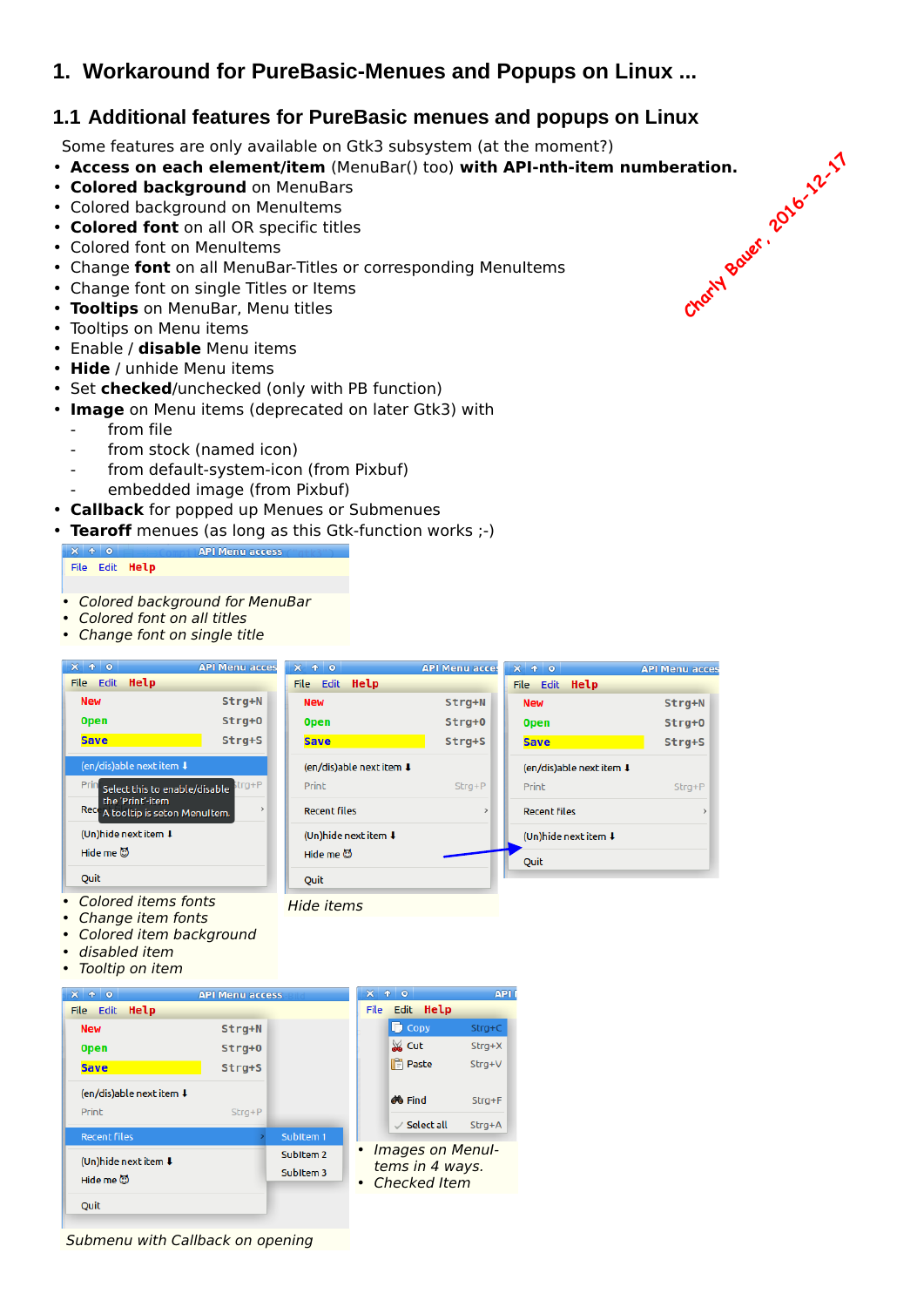# 1. Workaround for PureBasic-Menues and Popups on Linux ...

## 1.1 Additional features for PureBasic menues and popups on Linux

Some features are only available on Gtk3 subsystem (at the moment?)

- **Access on each element/item** (MenuBar() too) **with API-nth-item numberation.**
- **Colored background** on MenuBars
- Colored background on MenuItems
- **Colored font** on all OR specific titles
- Colored font on MenuItems
- Change **font** on all MenuBar-Titles or corresponding MenuItems
- Change font on single Titles or Items
- **Tooltips** on MenuBar, Menu titles
- Tooltips on Menu items
- Enable / **disable** Menu items
- **Hide** / unhide Menu items
- Set **checked**/unchecked (only with PB function)
- **Image** on Menu items (deprecated on later Gtk3) with
  - from file
  - from stock (named icon)
  - from default-system-icon (from Pixbuf)
  - embedded image (from Pixbuf)
- **Callback** for popped up Menues or Submenues
- **Tearoff** menues (as long as this Gtk-function works ;-)

Charly Bauer, 2016-12-17

- *Colored background for MenuBar*
- *Colored font on all titles*
- *Change font on single title*

- *Colored items fonts*
- *Change item fonts*
- *Colored item background*
- *disabled item*
- *Tooltip on item*

*Hide items*

- *Images on MenuItems in 4 ways.*
- *Checked Item*

*Submenu with Callback on opening*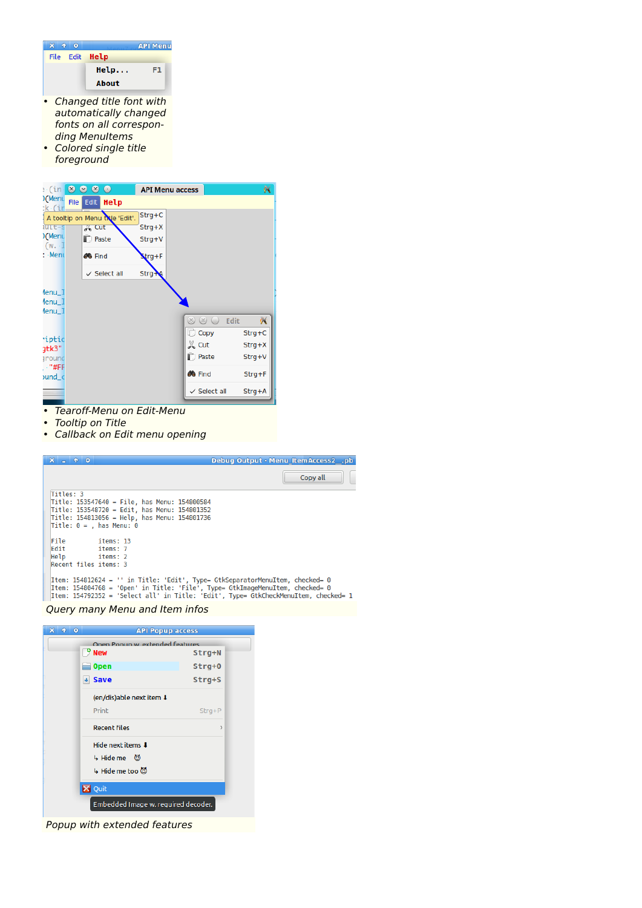- Changed title font with automatically changed fonts on all corresponding MenuItems
- Colored single title foreground

- Tearoff-Menu on Edit-Menu
- Tooltip on Title
- Callback on Edit menu opening

Query many Menu and Item infos

Popup with extended features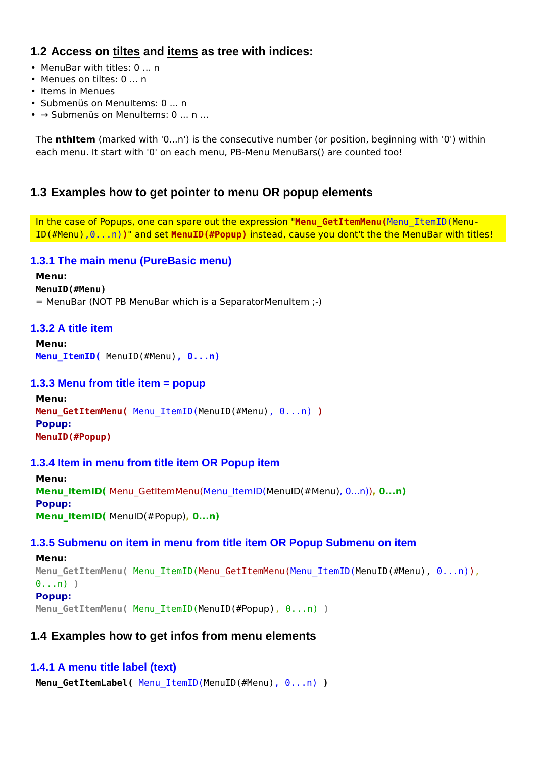## 1.2 Access on tiltes and items as tree with indices:

- MenuBar with titles: 0 ... n
- Menues on tiltes: 0 ... n
- Items in Menues
- Submenüs on MenuItems: 0 ... n
- → Submenüs on MenuItems: 0 ... n ...

The **nthItem** (marked with '0...n') is the consecutive number (or position, beginning with '0') within each menu. It start with '0' on each menu, PB-Menu MenuBars() are counted too!

## 1.3 Examples how to get pointer to menu OR popup elements

In the case of Popups, one can spare out the expression "`Menu_GetItemMenu(Menu_ItemID(MenuID(#Menu),0...n))`" and set `MenuID(#Popup)` instead, cause you dont't the the MenuBar with titles!

### 1.3.1 The main menu (PureBasic menu)

**Menu:**
`MenuID(#Menu)`
= MenuBar (NOT PB MenuBar which is a SeparatorMenuItem ;-)

### 1.3.2 A title item

**Menu:**
```
Menu_ItemID( MenuID(#Menu), 0...n)
```

### 1.3.3 Menu from title item = popup

**Menu:**
```
Menu_GetItemMenu( Menu_ItemID(MenuID(#Menu), 0...n) )
```
**Popup:**
```
MenuID(#Popup)
```

### 1.3.4 Item in menu from title item OR Popup item

**Menu:**
```
Menu_ItemID( Menu_GetItemMenu(Menu_ItemID(MenuID(#Menu), 0...n)), 0...n)
```
**Popup:**
```
Menu_ItemID( MenuID(#Popup), 0...n)
```

### 1.3.5 Submenu on item in menu from title item OR Popup Submenu on item

**Menu:**
```
Menu_GetItemMenu( Menu_ItemID(Menu_GetItemMenu(Menu_ItemID(MenuID(#Menu), 0...n)), 0...n) )
```
**Popup:**
```
Menu_GetItemMenu( Menu_ItemID(MenuID(#Popup), 0...n) )
```

## 1.4 Examples how to get infos from menu elements

### 1.4.1 A menu title label (text)

```
Menu_GetItemLabel( Menu_ItemID(MenuID(#Menu), 0...n) )
```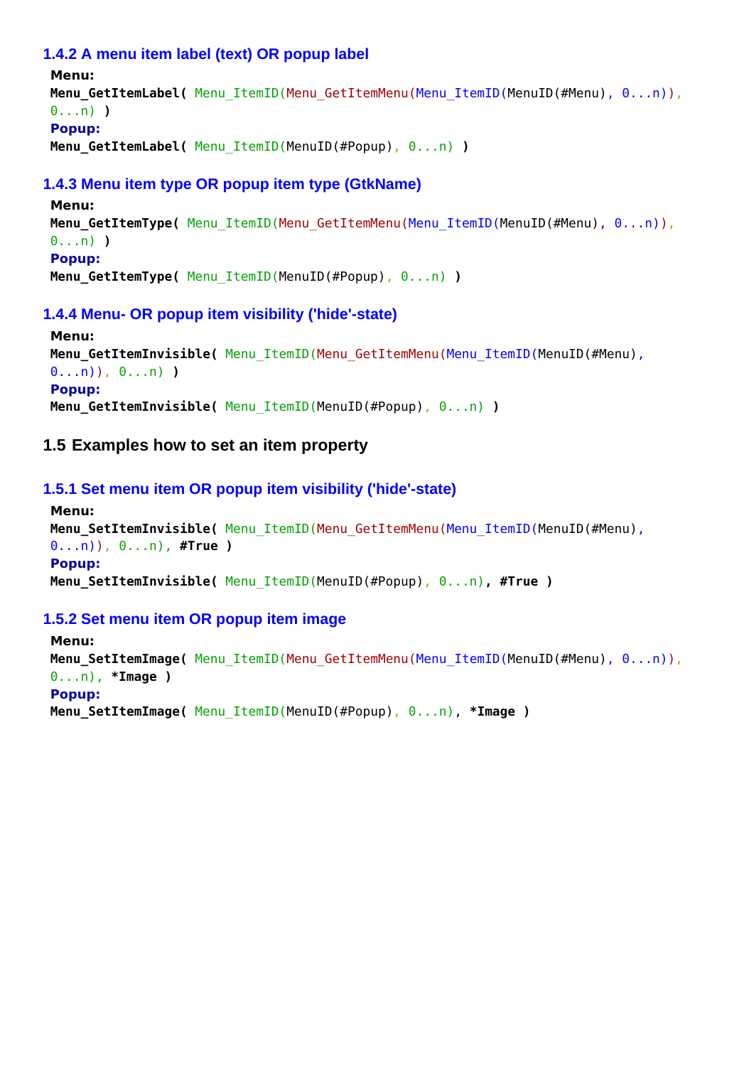### 1.4.2 A menu item label (text) OR popup label

**Menu:**

```
Menu_GetItemLabel( Menu_ItemID(Menu_GetItemMenu(Menu_ItemID(MenuID(#Menu), 0...n)), 0...n) )
```

**Popup:**

```
Menu_GetItemLabel( Menu_ItemID(MenuID(#Popup), 0...n) )
```

### 1.4.3 Menu item type OR popup item type (GtkName)

**Menu:**

```
Menu_GetItemType( Menu_ItemID(Menu_GetItemMenu(Menu_ItemID(MenuID(#Menu), 0...n)), 0...n) )
```

**Popup:**

```
Menu_GetItemType( Menu_ItemID(MenuID(#Popup), 0...n) )
```

### 1.4.4 Menu- OR popup item visibility ('hide'-state)

**Menu:**

```
Menu_GetItemInvisible( Menu_ItemID(Menu_GetItemMenu(Menu_ItemID(MenuID(#Menu), 0...n)), 0...n) )
```

**Popup:**

```
Menu_GetItemInvisible( Menu_ItemID(MenuID(#Popup), 0...n) )
```

## 1.5 Examples how to set an item property

### 1.5.1 Set menu item OR popup item visibility ('hide'-state)

**Menu:**

```
Menu_SetItemInvisible( Menu_ItemID(Menu_GetItemMenu(Menu_ItemID(MenuID(#Menu), 0...n)), 0...n), #True )
```

**Popup:**

```
Menu_SetItemInvisible( Menu_ItemID(MenuID(#Popup), 0...n), #True )
```

### 1.5.2 Set menu item OR popup item image

**Menu:**

```
Menu_SetItemImage( Menu_ItemID(Menu_GetItemMenu(Menu_ItemID(MenuID(#Menu), 0...n)), 0...n), *Image )
```

**Popup:**

```
Menu_SetItemImage( Menu_ItemID(MenuID(#Popup), 0...n), *Image )
```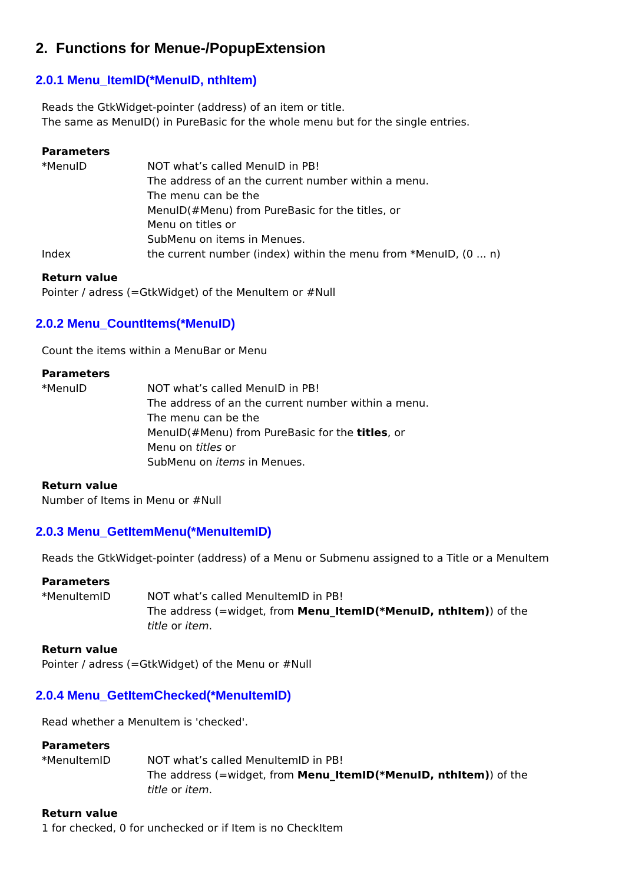## 2. Functions for Menue-/PopupExtension

### 2.0.1 Menu_ItemID(*MenuID, nthItem)

Reads the GtkWidget-pointer (address) of an item or title.
The same as MenuID() in PureBasic for the whole menu but for the single entries.

**Parameters**

| | |
|---|---|
| *MenuID | NOT what's called MenuID in PB!<br>The address of an the current number within a menu.<br>The menu can be the<br>MenuID(#Menu) from PureBasic for the titles, or<br>Menu on titles or<br>SubMenu on items in Menues. |
| Index | the current number (index) within the menu from *MenuID, (0 ... n) |

**Return value**
Pointer / adress (=GtkWidget) of the MenuItem or #Null

### 2.0.2 Menu_CountItems(*MenuID)

Count the items within a MenuBar or Menu

**Parameters**

| | |
|---|---|
| *MenuID | NOT what's called MenuID in PB!<br>The address of an the current number within a menu.<br>The menu can be the<br>MenuID(#Menu) from PureBasic for the **titles**, or<br>Menu on *titles* or<br>SubMenu on *items* in Menues. |

**Return value**
Number of Items in Menu or #Null

### 2.0.3 Menu_GetItemMenu(*MenuItemID)

Reads the GtkWidget-pointer (address) of a Menu or Submenu assigned to a Title or a MenuItem

**Parameters**

| | |
|---|---|
| *MenuItemID | NOT what's called MenuItemID in PB!<br>The address (=widget, from **Menu_ItemID(*MenuID, nthItem)**) of the *title* or *item*. |

**Return value**
Pointer / adress (=GtkWidget) of the Menu or #Null

### 2.0.4 Menu_GetItemChecked(*MenuItemID)

Read whether a MenuItem is 'checked'.

**Parameters**

| | |
|---|---|
| *MenuItemID | NOT what's called MenuItemID in PB!<br>The address (=widget, from **Menu_ItemID(*MenuID, nthItem)**) of the *title* or *item*. |

**Return value**
1 for checked, 0 for unchecked or if Item is no CheckItem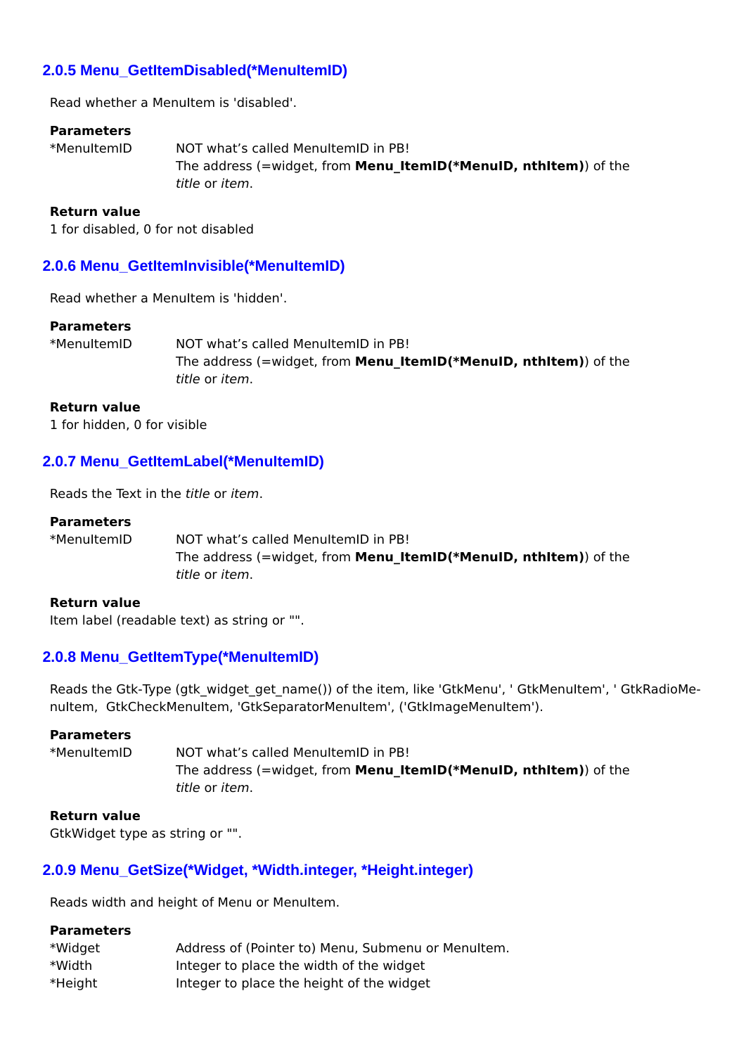### 2.0.5 Menu_GetItemDisabled(*MenuItemID)

Read whether a MenuItem is 'disabled'.

**Parameters**

*MenuItemID — NOT what's called MenuItemID in PB!
The address (=widget, from **Menu_ItemID(*MenuID, nthItem)**) of the *title* or *item*.

**Return value**

1 for disabled, 0 for not disabled

### 2.0.6 Menu_GetItemInvisible(*MenuItemID)

Read whether a MenuItem is 'hidden'.

**Parameters**

*MenuItemID — NOT what's called MenuItemID in PB!
The address (=widget, from **Menu_ItemID(*MenuID, nthItem)**) of the *title* or *item*.

**Return value**

1 for hidden, 0 for visible

### 2.0.7 Menu_GetItemLabel(*MenuItemID)

Reads the Text in the *title* or *item*.

**Parameters**

*MenuItemID — NOT what's called MenuItemID in PB!
The address (=widget, from **Menu_ItemID(*MenuID, nthItem)**) of the *title* or *item*.

**Return value**

Item label (readable text) as string or "".

### 2.0.8 Menu_GetItemType(*MenuItemID)

Reads the Gtk-Type (gtk_widget_get_name()) of the item, like 'GtkMenu', ' GtkMenuItem', ' GtkRadioMenuItem', GtkCheckMenuItem, 'GtkSeparatorMenuItem', ('GtkImageMenuItem').

**Parameters**

*MenuItemID — NOT what's called MenuItemID in PB!
The address (=widget, from **Menu_ItemID(*MenuID, nthItem)**) of the *title* or *item*.

**Return value**

GtkWidget type as string or "".

### 2.0.9 Menu_GetSize(*Widget, *Width.integer, *Height.integer)

Reads width and height of Menu or MenuItem.

**Parameters**

*Widget — Address of (Pointer to) Menu, Submenu or MenuItem.
*Width — Integer to place the width of the widget
*Height — Integer to place the height of the widget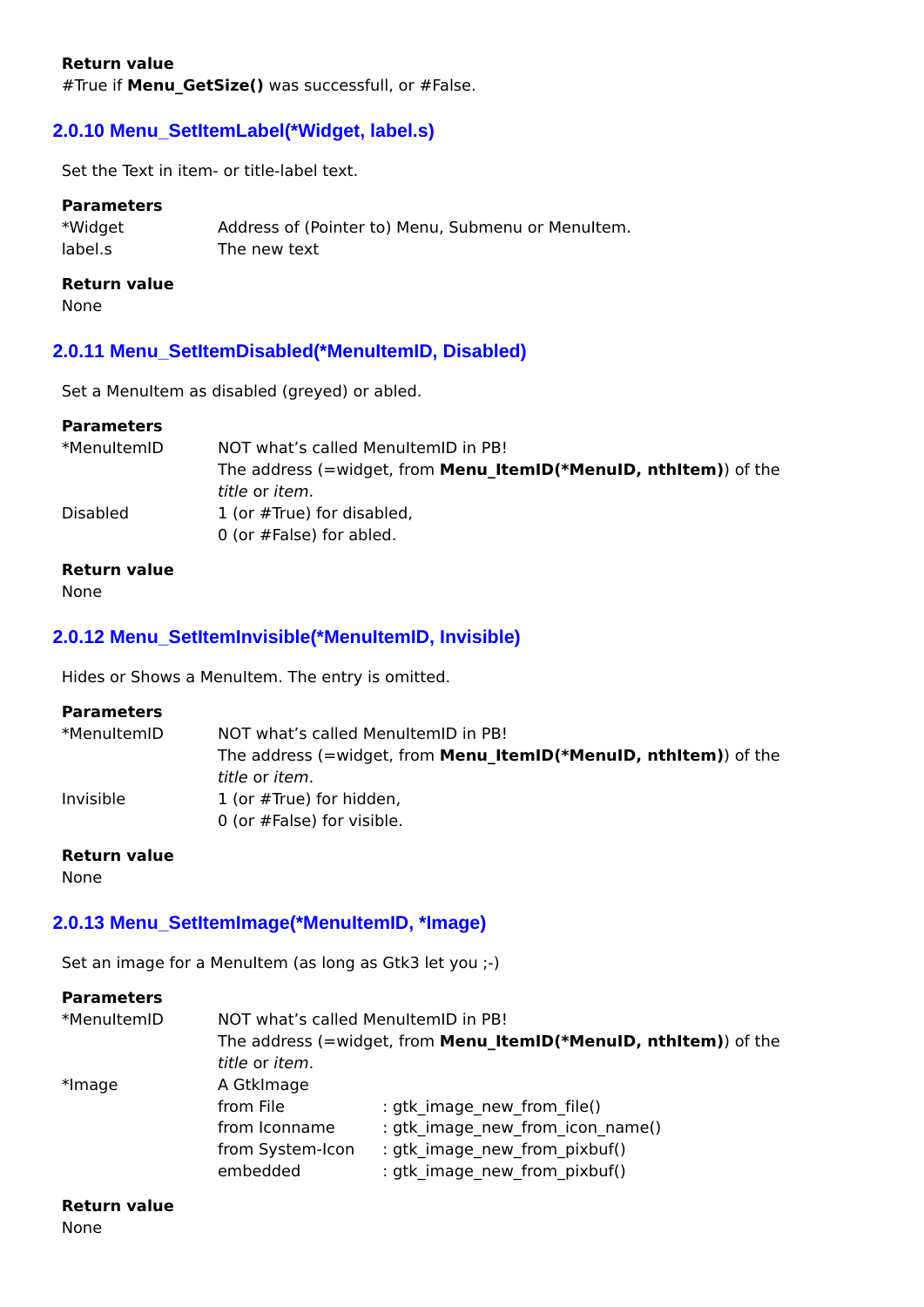**Return value**
#True if **Menu_GetSize()** was successfull, or #False.

### 2.0.10 Menu_SetItemLabel(*Widget, label.s)

Set the Text in item- or title-label text.

**Parameters**

| | |
|---|---|
| *Widget | Address of (Pointer to) Menu, Submenu or MenuItem. |
| label.s | The new text |

**Return value**
None

### 2.0.11 Menu_SetItemDisabled(*MenuItemID, Disabled)

Set a MenuItem as disabled (greyed) or abled.

**Parameters**

| | |
|---|---|
| *MenuItemID | NOT what's called MenuItemID in PB!<br>The address (=widget, from **Menu_ItemID(*MenuID, nthItem)**) of the *title* or *item*. |
| Disabled | 1 (or #True) for disabled,<br>0 (or #False) for abled. |

**Return value**
None

### 2.0.12 Menu_SetItemInvisible(*MenuItemID, Invisible)

Hides or Shows a MenuItem. The entry is omitted.

**Parameters**

| | |
|---|---|
| *MenuItemID | NOT what's called MenuItemID in PB!<br>The address (=widget, from **Menu_ItemID(*MenuID, nthItem)**) of the *title* or *item*. |
| Invisible | 1 (or #True) for hidden,<br>0 (or #False) for visible. |

**Return value**
None

### 2.0.13 Menu_SetItemImage(*MenuItemID, *Image)

Set an image for a MenuItem (as long as Gtk3 let you ;-)

**Parameters**

| | | |
|---|---|---|
| *MenuItemID | NOT what's called MenuItemID in PB!<br>The address (=widget, from **Menu_ItemID(*MenuID, nthItem)**) of the *title* or *item*. | |
| *Image | A GtkImage | |
| | from File | : gtk_image_new_from_file() |
| | from Iconname | : gtk_image_new_from_icon_name() |
| | from System-Icon | : gtk_image_new_from_pixbuf() |
| | embedded | : gtk_image_new_from_pixbuf() |

**Return value**
None